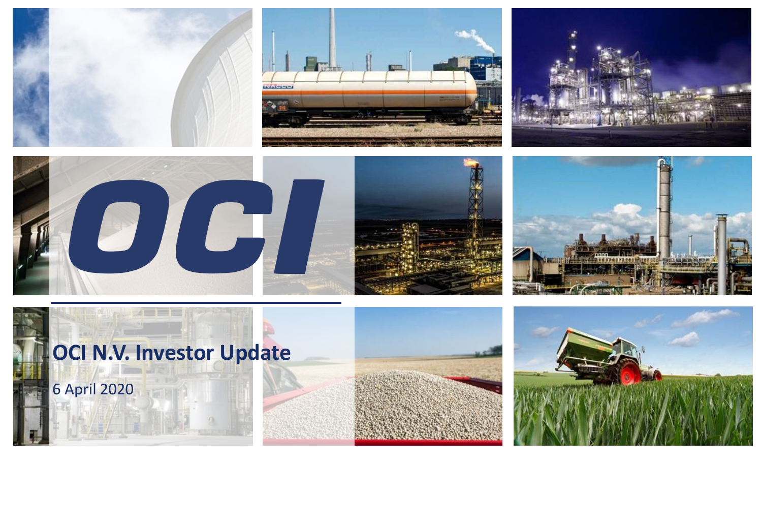# OCI N.V. Investor Update

6 April 2020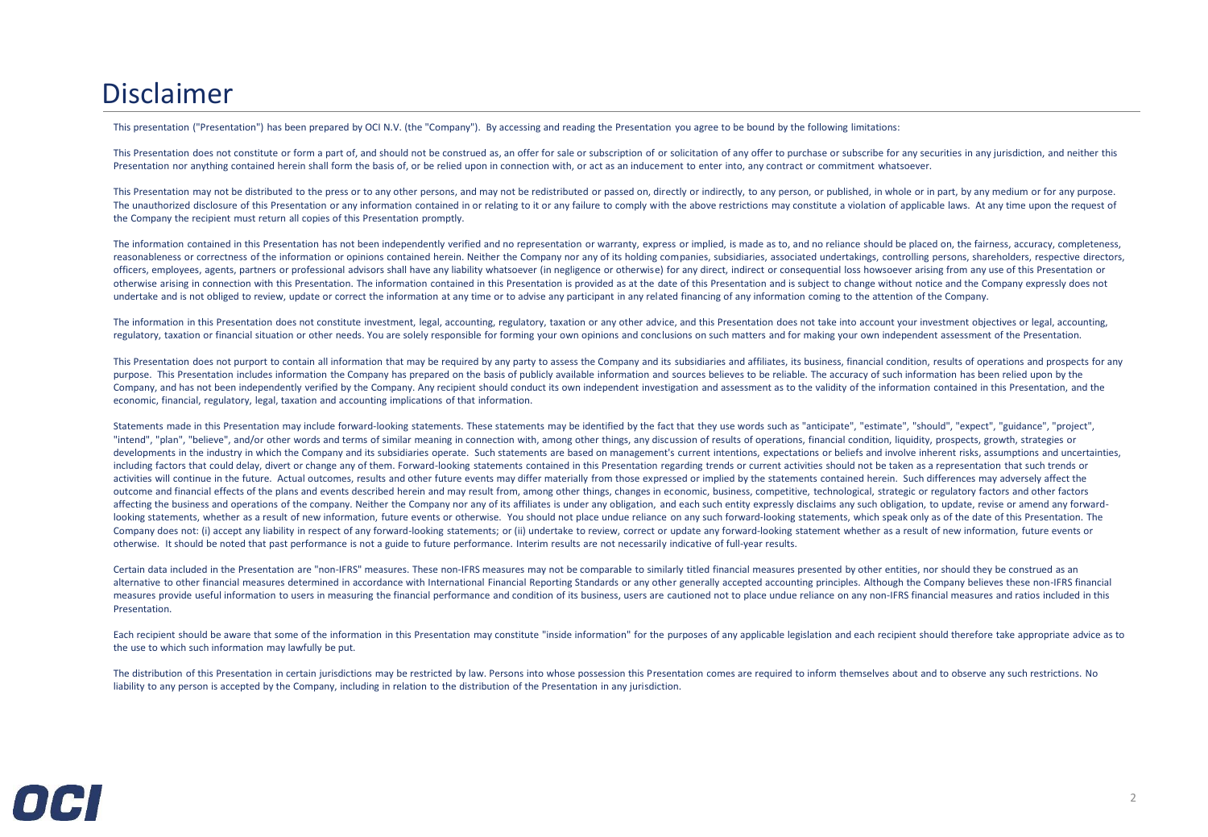# Disclaimer

This presentation ("Presentation") has been prepared by OCI N.V. (the "Company"). By accessing and reading the Presentation you agree to be bound by the following limitations:

This Presentation does not constitute or form a part of, and should not be construed as, an offer for sale or subscription of or solicitation of any offer to purchase or subscribe for any securities in any jurisdiction, and neither this Presentation nor anything contained herein shall form the basis of, or be relied upon in connection with, or act as an inducement to enter into, any contract or commitment whatsoever.

This Presentation may not be distributed to the press or to any other persons, and may not be redistributed or passed on, directly or indirectly, to any person, or published, in whole or in part, by any medium or for any purpose. The unauthorized disclosure of this Presentation or any information contained in or relating to it or any failure to comply with the above restrictions may constitute a violation of applicable laws. At any time upon the request of the Company the recipient must return all copies of this Presentation promptly.

The information contained in this Presentation has not been independently verified and no representation or warranty, express or implied, is made as to, and no reliance should be placed on, the fairness, accuracy, completeness, reasonableness or correctness of the information or opinions contained herein. Neither the Company nor any of its holding companies, subsidiaries, associated undertakings, controlling persons, shareholders, respective directors, officers, employees, agents, partners or professional advisors shall have any liability whatsoever (in negligence or otherwise) for any direct, indirect or consequential loss howsoever arising from any use of this Presentation or otherwise arising in connection with this Presentation. The information contained in this Presentation is provided as at the date of this Presentation and is subject to change without notice and the Company expressly does not undertake and is not obliged to review, update or correct the information at any time or to advise any participant in any related financing of any information coming to the attention of the Company.

The information in this Presentation does not constitute investment, legal, accounting, regulatory, taxation or any other advice, and this Presentation does not take into account your investment objectives or legal, accounting, regulatory, taxation or financial situation or other needs. You are solely responsible for forming your own opinions and conclusions on such matters and for making your own independent assessment of the Presentation.

This Presentation does not purport to contain all information that may be required by any party to assess the Company and its subsidiaries and affiliates, its business, financial condition, results of operations and prospects for any purpose. This Presentation includes information the Company has prepared on the basis of publicly available information and sources believes to be reliable. The accuracy of such information has been relied upon by the Company, and has not been independently verified by the Company. Any recipient should conduct its own independent investigation and assessment as to the validity of the information contained in this Presentation, and the economic, financial, regulatory, legal, taxation and accounting implications of that information.

Statements made in this Presentation may include forward-looking statements. These statements may be identified by the fact that they use words such as "anticipate", "estimate", "should", "expect", "guidance", "project", "intend", "plan", "believe", and/or other words and terms of similar meaning in connection with, among other things, any discussion of results of operations, financial condition, liquidity, prospects, growth, strategies or developments in the industry in which the Company and its subsidiaries operate. Such statements are based on management's current intentions, expectations or beliefs and involve inherent risks, assumptions and uncertainties, including factors that could delay, divert or change any of them. Forward-looking statements contained in this Presentation regarding trends or current activities should not be taken as a representation that such trends or activities will continue in the future. Actual outcomes, results and other future events may differ materially from those expressed or implied by the statements contained herein. Such differences may adversely affect the outcome and financial effects of the plans and events described herein and may result from, among other things, changes in economic, business, competitive, technological, strategic or regulatory factors and other factors affecting the business and operations of the company. Neither the Company nor any of its affiliates is under any obligation, and each such entity expressly disclaims any such obligation, to update, revise or amend any forward-looking statements, whether as a result of new information, future events or otherwise. You should not place undue reliance on any such forward-looking statements, which speak only as of the date of this Presentation. The Company does not: (i) accept any liability in respect of any forward-looking statements; or (ii) undertake to review, correct or update any forward-looking statement whether as a result of new information, future events or otherwise. It should be noted that past performance is not a guide to future performance. Interim results are not necessarily indicative of full-year results.

Certain data included in the Presentation are "non-IFRS" measures. These non-IFRS measures may not be comparable to similarly titled financial measures presented by other entities, nor should they be construed as an alternative to other financial measures determined in accordance with International Financial Reporting Standards or any other generally accepted accounting principles. Although the Company believes these non-IFRS financial measures provide useful information to users in measuring the financial performance and condition of its business, users are cautioned not to place undue reliance on any non-IFRS financial measures and ratios included in this Presentation.

Each recipient should be aware that some of the information in this Presentation may constitute "inside information" for the purposes of any applicable legislation and each recipient should therefore take appropriate advice as to the use to which such information may lawfully be put.

The distribution of this Presentation in certain jurisdictions may be restricted by law. Persons into whose possession this Presentation comes are required to inform themselves about and to observe any such restrictions. No liability to any person is accepted by the Company, including in relation to the distribution of the Presentation in any jurisdiction.

OCI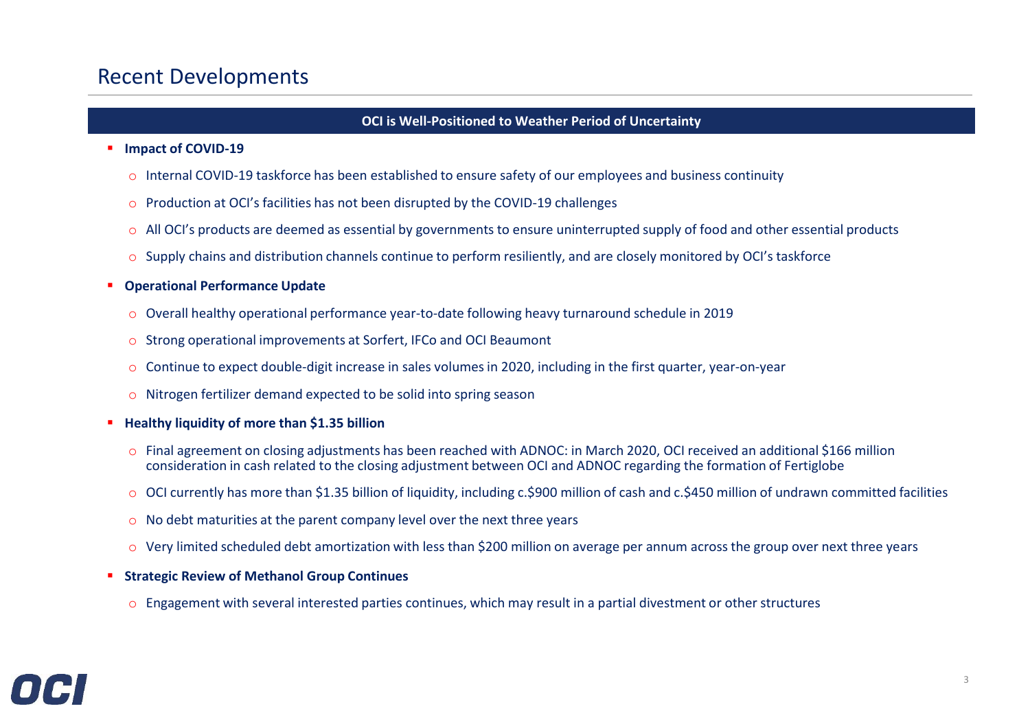# Recent Developments

**OCI is Well-Positioned to Weather Period of Uncertainty**

- **Impact of COVID-19**
  - Internal COVID-19 taskforce has been established to ensure safety of our employees and business continuity
  - Production at OCI's facilities has not been disrupted by the COVID-19 challenges
  - All OCI's products are deemed as essential by governments to ensure uninterrupted supply of food and other essential products
  - Supply chains and distribution channels continue to perform resiliently, and are closely monitored by OCI's taskforce
- **Operational Performance Update**
  - Overall healthy operational performance year-to-date following heavy turnaround schedule in 2019
  - Strong operational improvements at Sorfert, IFCo and OCI Beaumont
  - Continue to expect double-digit increase in sales volumes in 2020, including in the first quarter, year-on-year
  - Nitrogen fertilizer demand expected to be solid into spring season
- **Healthy liquidity of more than $1.35 billion**
  - Final agreement on closing adjustments has been reached with ADNOC: in March 2020, OCI received an additional $166 million consideration in cash related to the closing adjustment between OCI and ADNOC regarding the formation of Fertiglobe
  - OCI currently has more than $1.35 billion of liquidity, including c.$900 million of cash and c.$450 million of undrawn committed facilities
  - No debt maturities at the parent company level over the next three years
  - Very limited scheduled debt amortization with less than $200 million on average per annum across the group over next three years
- **Strategic Review of Methanol Group Continues**
  - Engagement with several interested parties continues, which may result in a partial divestment or other structures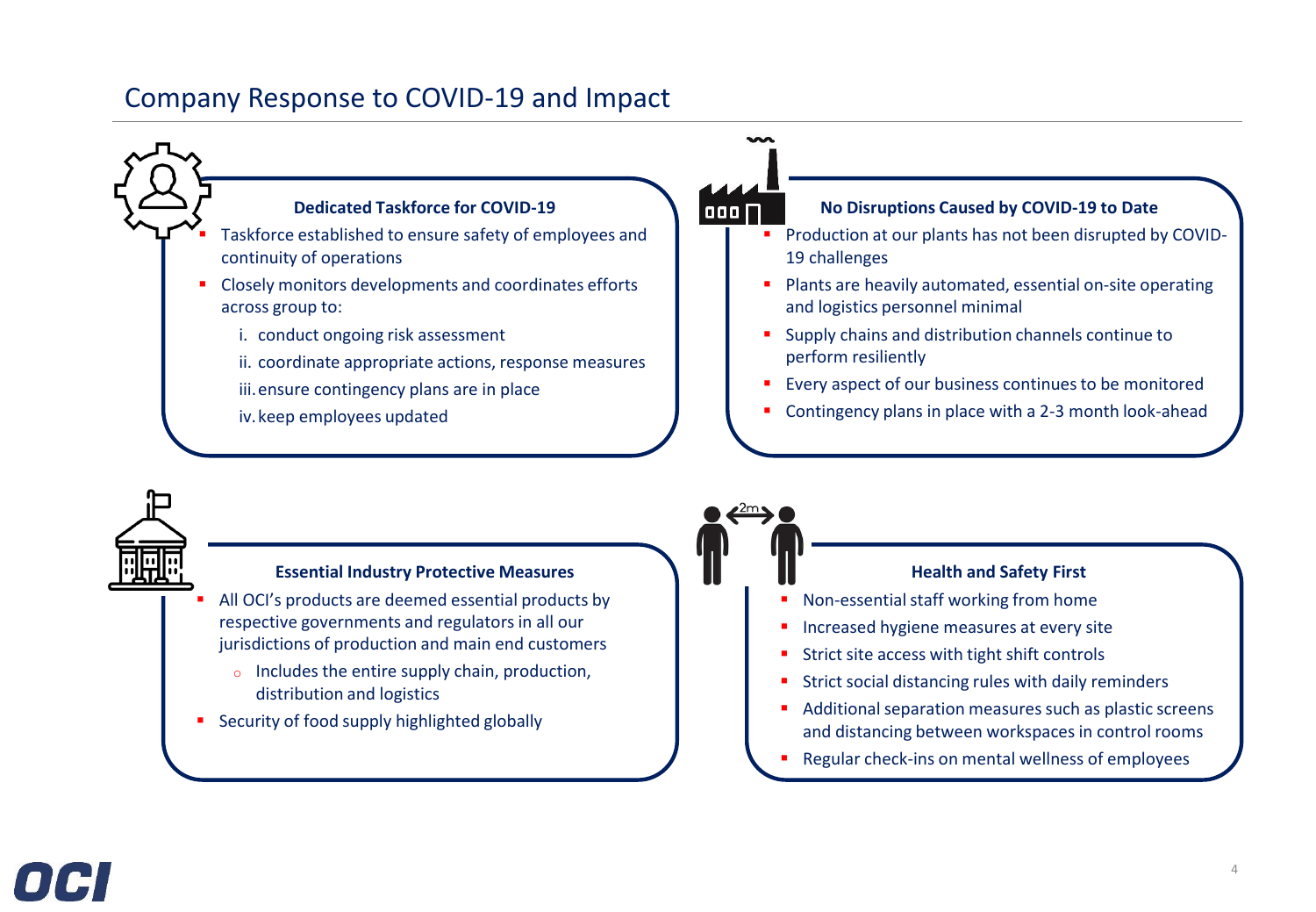# Company Response to COVID-19 and Impact

### Dedicated Taskforce for COVID-19

- Taskforce established to ensure safety of employees and continuity of operations
- Closely monitors developments and coordinates efforts across group to:
  - i. conduct ongoing risk assessment
  - ii. coordinate appropriate actions, response measures
  - iii. ensure contingency plans are in place
  - iv. keep employees updated

### No Disruptions Caused by COVID-19 to Date

- Production at our plants has not been disrupted by COVID-19 challenges
- Plants are heavily automated, essential on-site operating and logistics personnel minimal
- Supply chains and distribution channels continue to perform resiliently
- Every aspect of our business continues to be monitored
- Contingency plans in place with a 2-3 month look-ahead

### Essential Industry Protective Measures

- All OCI's products are deemed essential products by respective governments and regulators in all our jurisdictions of production and main end customers
  - Includes the entire supply chain, production, distribution and logistics
- Security of food supply highlighted globally

### Health and Safety First

- Non-essential staff working from home
- Increased hygiene measures at every site
- Strict site access with tight shift controls
- Strict social distancing rules with daily reminders
- Additional separation measures such as plastic screens and distancing between workspaces in control rooms
- Regular check-ins on mental wellness of employees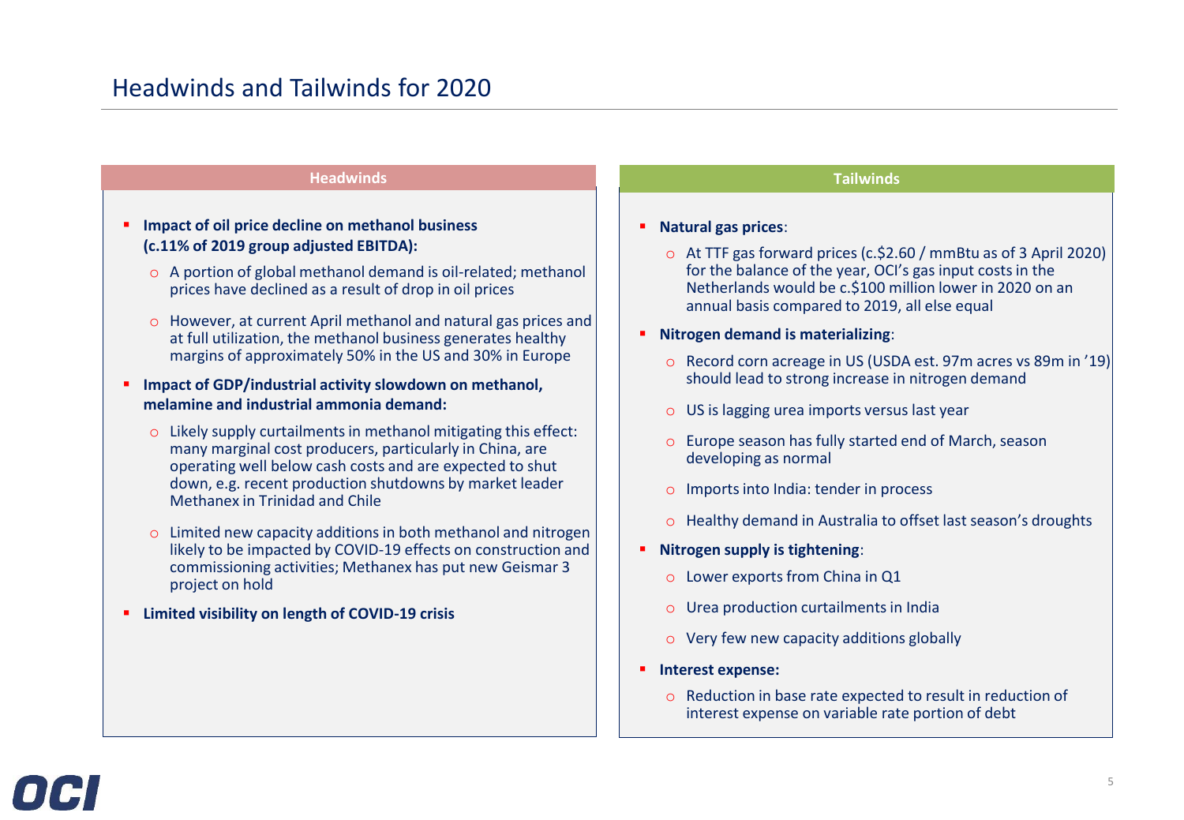# Headwinds and Tailwinds for 2020

## Headwinds

- **Impact of oil price decline on methanol business (c.11% of 2019 group adjusted EBITDA):**
  - A portion of global methanol demand is oil-related; methanol prices have declined as a result of drop in oil prices
  - However, at current April methanol and natural gas prices and at full utilization, the methanol business generates healthy margins of approximately 50% in the US and 30% in Europe
- **Impact of GDP/industrial activity slowdown on methanol, melamine and industrial ammonia demand:**
  - Likely supply curtailments in methanol mitigating this effect: many marginal cost producers, particularly in China, are operating well below cash costs and are expected to shut down, e.g. recent production shutdowns by market leader Methanex in Trinidad and Chile
  - Limited new capacity additions in both methanol and nitrogen likely to be impacted by COVID-19 effects on construction and commissioning activities; Methanex has put new Geismar 3 project on hold
- **Limited visibility on length of COVID-19 crisis**

## Tailwinds

- **Natural gas prices**:
  - At TTF gas forward prices (c.$2.60 / mmBtu as of 3 April 2020) for the balance of the year, OCI's gas input costs in the Netherlands would be c.$100 million lower in 2020 on an annual basis compared to 2019, all else equal
- **Nitrogen demand is materializing**:
  - Record corn acreage in US (USDA est. 97m acres vs 89m in '19) should lead to strong increase in nitrogen demand
  - US is lagging urea imports versus last year
  - Europe season has fully started end of March, season developing as normal
  - Imports into India: tender in process
  - Healthy demand in Australia to offset last season's droughts
- **Nitrogen supply is tightening**:
  - Lower exports from China in Q1
  - Urea production curtailments in India
  - Very few new capacity additions globally
- **Interest expense:**
  - Reduction in base rate expected to result in reduction of interest expense on variable rate portion of debt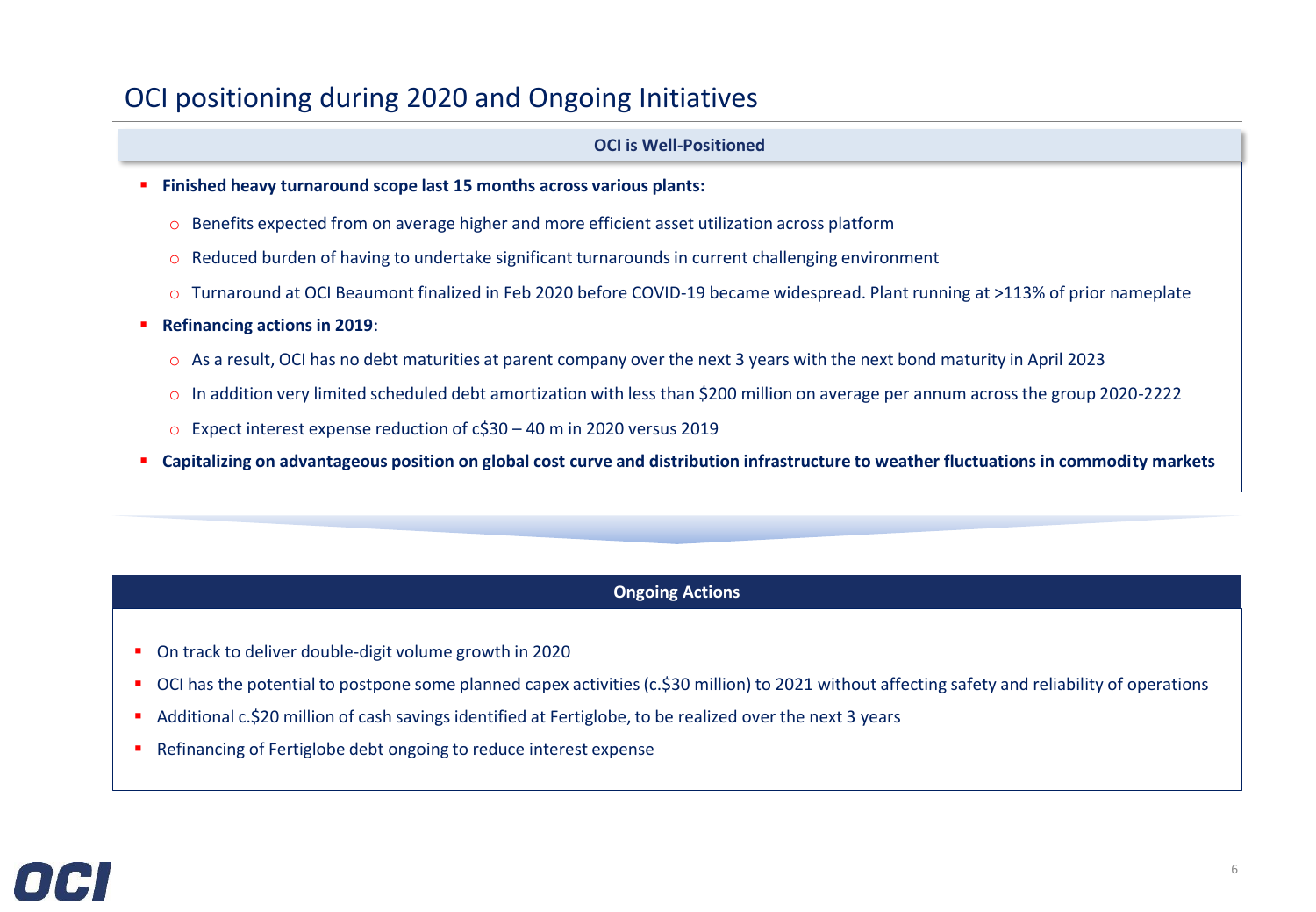# OCI positioning during 2020 and Ongoing Initiatives

## OCI is Well-Positioned

- **Finished heavy turnaround scope last 15 months across various plants:**
  - Benefits expected from on average higher and more efficient asset utilization across platform
  - Reduced burden of having to undertake significant turnarounds in current challenging environment
  - Turnaround at OCI Beaumont finalized in Feb 2020 before COVID-19 became widespread. Plant running at >113% of prior nameplate
- **Refinancing actions in 2019**:
  - As a result, OCI has no debt maturities at parent company over the next 3 years with the next bond maturity in April 2023
  - In addition very limited scheduled debt amortization with less than $200 million on average per annum across the group 2020-2222
  - Expect interest expense reduction of c$30 – 40 m in 2020 versus 2019
- **Capitalizing on advantageous position on global cost curve and distribution infrastructure to weather fluctuations in commodity markets**

## Ongoing Actions

- On track to deliver double-digit volume growth in 2020
- OCI has the potential to postpone some planned capex activities (c.$30 million) to 2021 without affecting safety and reliability of operations
- Additional c.$20 million of cash savings identified at Fertiglobe, to be realized over the next 3 years
- Refinancing of Fertiglobe debt ongoing to reduce interest expense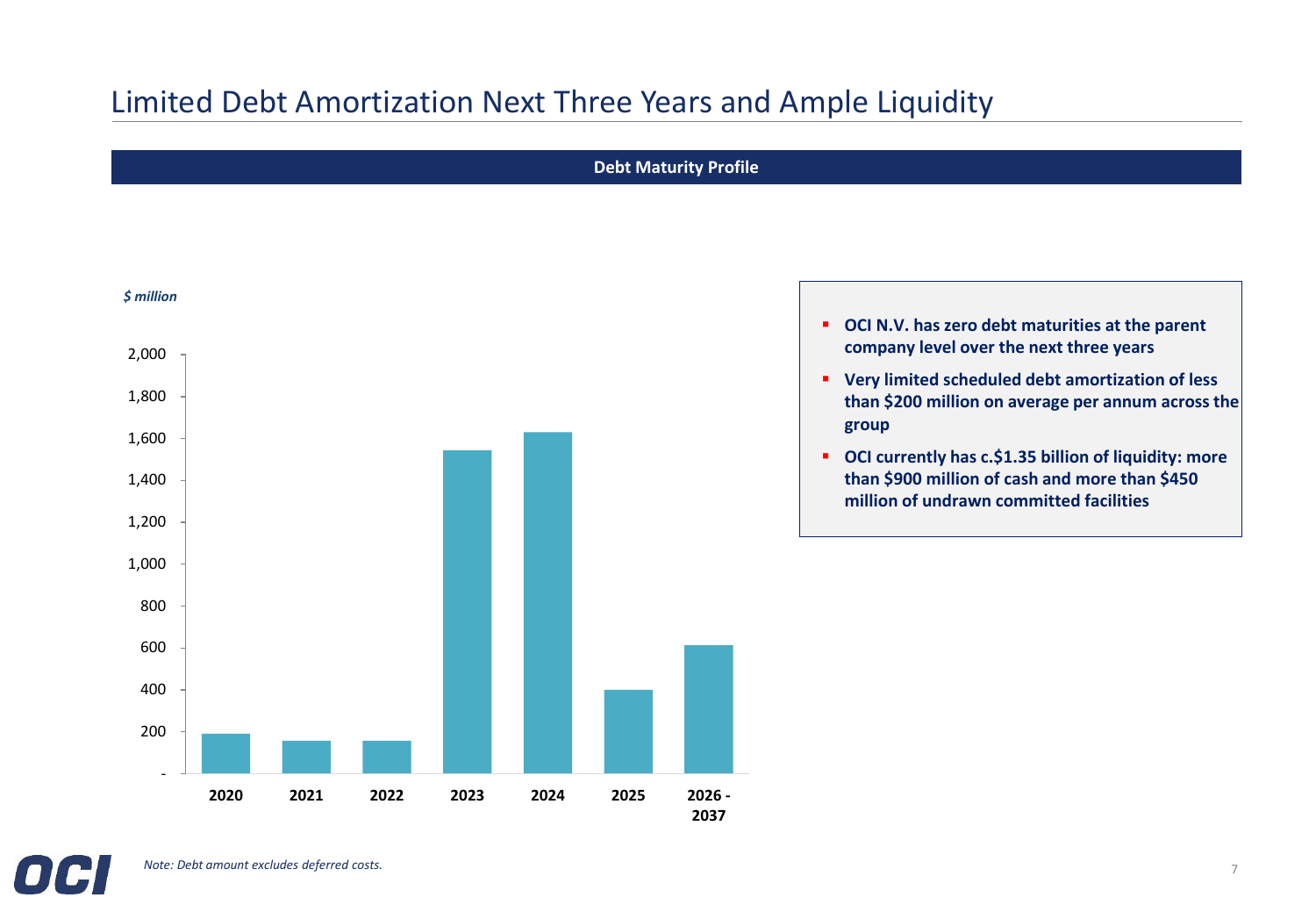# Limited Debt Amortization Next Three Years and Ample Liquidity

## Debt Maturity Profile

*$ million*

| Year | Debt maturity ($ million, approx.) |
|---|---|
| 2020 | 190 |
| 2021 | 155 |
| 2022 | 155 |
| 2023 | 1,540 |
| 2024 | 1,630 |
| 2025 | 400 |
| 2026 - 2037 | 610 |

- **OCI N.V. has zero debt maturities at the parent company level over the next three years**
- **Very limited scheduled debt amortization of less than $200 million on average per annum across the group**
- **OCI currently has c.$1.35 billion of liquidity: more than $900 million of cash and more than $450 million of undrawn committed facilities**

*Note: Debt amount excludes deferred costs.*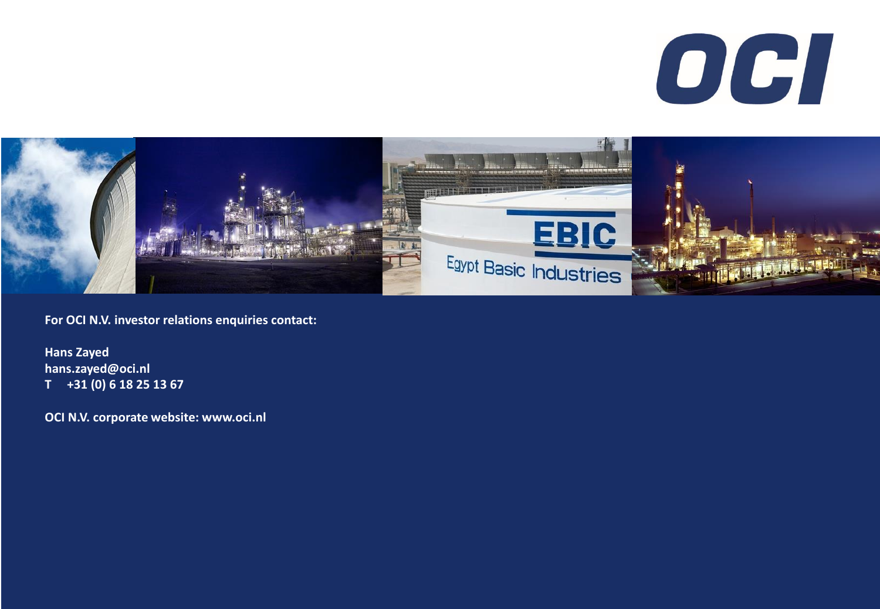**For OCI N.V. investor relations enquiries contact:**

**Hans Zayed**
**hans.zayed@oci.nl**
**T +31 (0) 6 18 25 13 67**

**OCI N.V. corporate website: www.oci.nl**